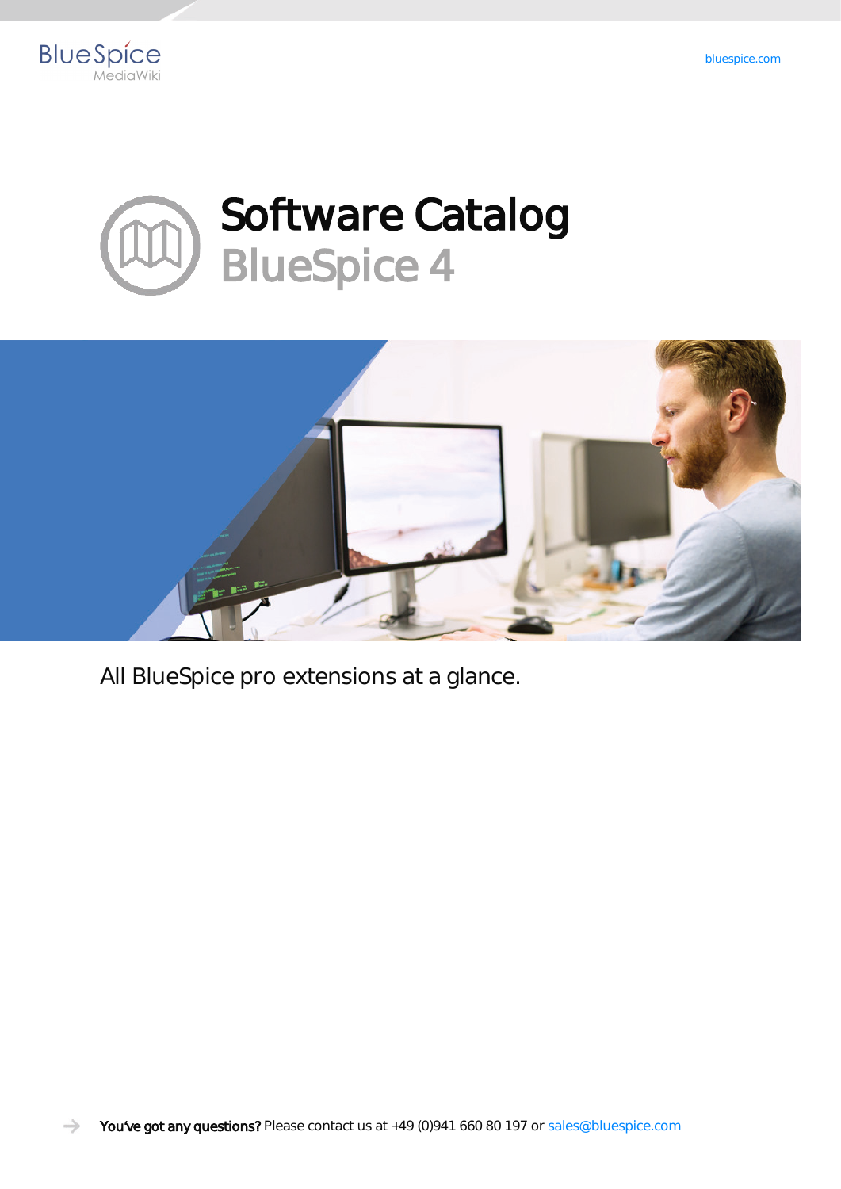# Software Catalog
## BlueSpice 4

All BlueSpice pro extensions at a glance.

**You've got any questions?** Please contact us at +49 (0)941 660 80 197 or sales@bluespice.com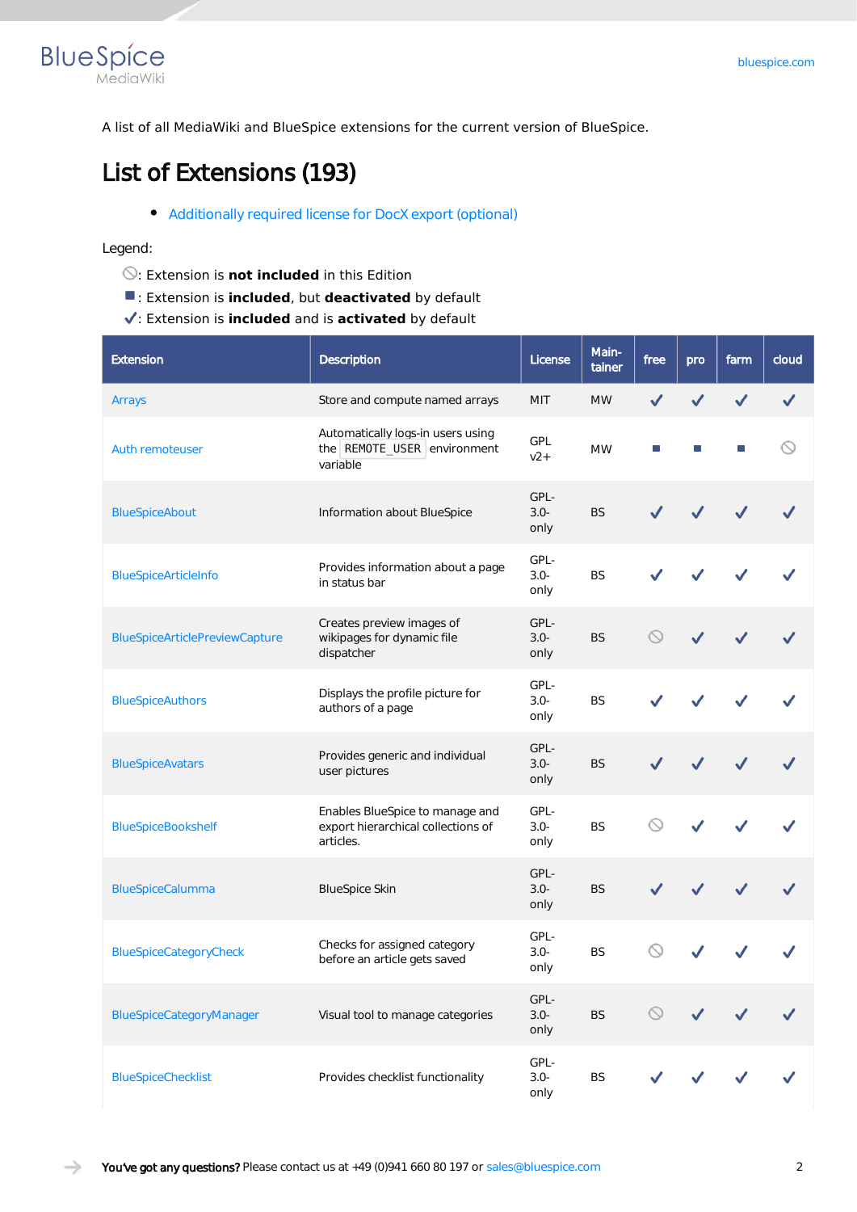A list of all MediaWiki and BlueSpice extensions for the current version of BlueSpice.

# List of Extensions (193)

- Additionally required license for DocX export (optional)

Legend:

- ⃠: Extension is **not included** in this Edition
- ■: Extension is **included**, but **deactivated** by default
- ✓: Extension is **included** and is **activated** by default

| Extension | Description | License | Maintainer | free | pro | farm | cloud |
|---|---|---|---|---|---|---|---|
| Arrays | Store and compute named arrays | MIT | MW | ✓ | ✓ | ✓ | ✓ |
| Auth remoteuser | Automatically logs-in users using the `REMOTE_USER` environment variable | GPL v2+ | MW | ■ | ■ | ■ | ⃠ |
| BlueSpiceAbout | Information about BlueSpice | GPL-3.0-only | BS | ✓ | ✓ | ✓ | ✓ |
| BlueSpiceArticleInfo | Provides information about a page in status bar | GPL-3.0-only | BS | ✓ | ✓ | ✓ | ✓ |
| BlueSpiceArticlePreviewCapture | Creates preview images of wikipages for dynamic file dispatcher | GPL-3.0-only | BS | ⃠ | ✓ | ✓ | ✓ |
| BlueSpiceAuthors | Displays the profile picture for authors of a page | GPL-3.0-only | BS | ✓ | ✓ | ✓ | ✓ |
| BlueSpiceAvatars | Provides generic and individual user pictures | GPL-3.0-only | BS | ✓ | ✓ | ✓ | ✓ |
| BlueSpiceBookshelf | Enables BlueSpice to manage and export hierarchical collections of articles. | GPL-3.0-only | BS | ⃠ | ✓ | ✓ | ✓ |
| BlueSpiceCalumma | BlueSpice Skin | GPL-3.0-only | BS | ✓ | ✓ | ✓ | ✓ |
| BlueSpiceCategoryCheck | Checks for assigned category before an article gets saved | GPL-3.0-only | BS | ⃠ | ✓ | ✓ | ✓ |
| BlueSpiceCategoryManager | Visual tool to manage categories | GPL-3.0-only | BS | ⃠ | ✓ | ✓ | ✓ |
| BlueSpiceChecklist | Provides checklist functionality | GPL-3.0-only | BS | ✓ | ✓ | ✓ | ✓ |

**You've got any questions?** Please contact us at +49 (0)941 660 80 197 or sales@bluespice.com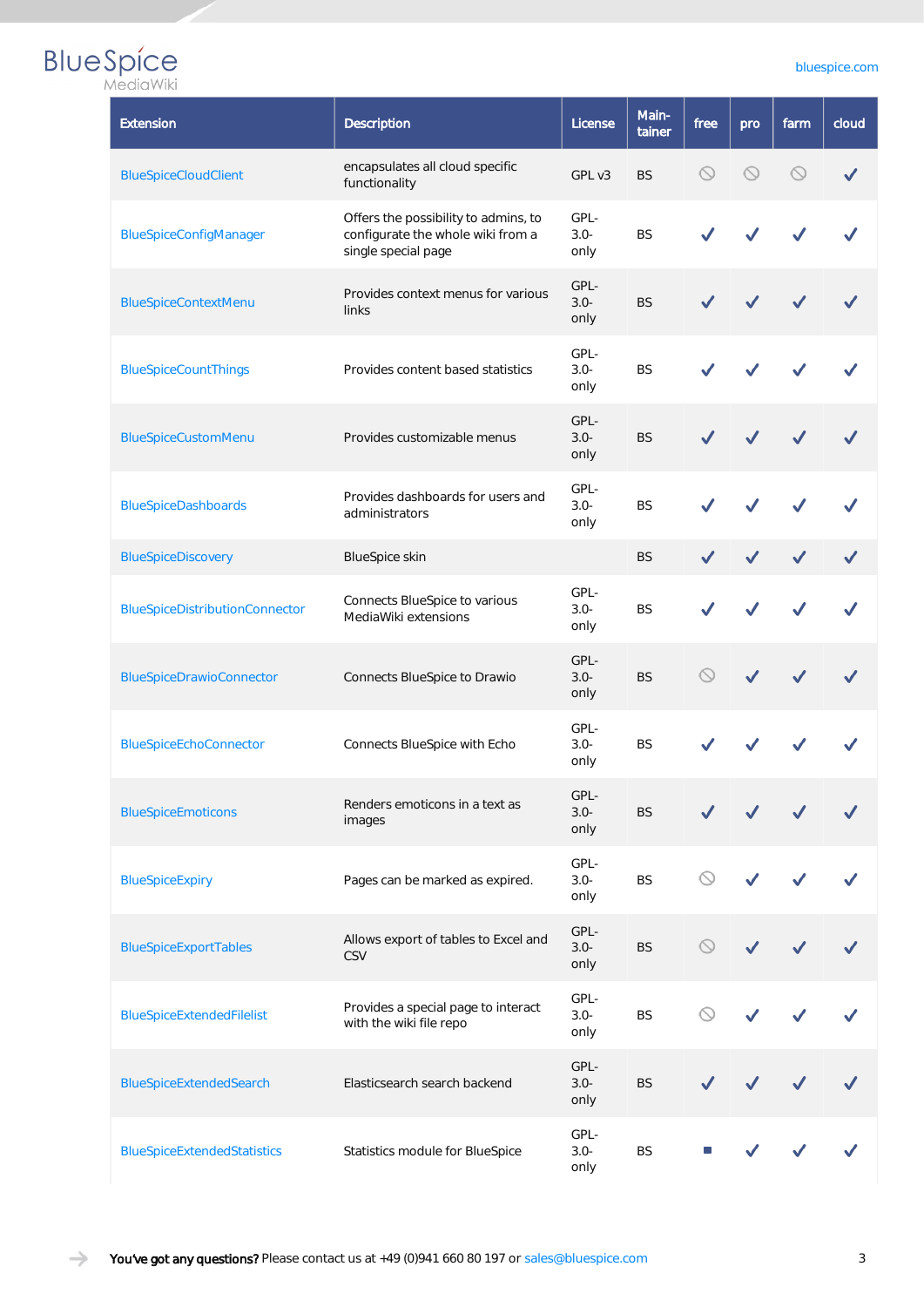| Extension | Description | License | Maintainer | free | pro | farm | cloud |
|---|---|---|---|---|---|---|---|
| BlueSpiceCloudClient | encapsulates all cloud specific functionality | GPL v3 | BS | ⃠ | ⃠ | ⃠ | ✓ |
| BlueSpiceConfigManager | Offers the possibility to admins, to configurate the whole wiki from a single special page | GPL-3.0-only | BS | ✓ | ✓ | ✓ | ✓ |
| BlueSpiceContextMenu | Provides context menus for various links | GPL-3.0-only | BS | ✓ | ✓ | ✓ | ✓ |
| BlueSpiceCountThings | Provides content based statistics | GPL-3.0-only | BS | ✓ | ✓ | ✓ | ✓ |
| BlueSpiceCustomMenu | Provides customizable menus | GPL-3.0-only | BS | ✓ | ✓ | ✓ | ✓ |
| BlueSpiceDashboards | Provides dashboards for users and administrators | GPL-3.0-only | BS | ✓ | ✓ | ✓ | ✓ |
| BlueSpiceDiscovery | BlueSpice skin | | BS | ✓ | ✓ | ✓ | ✓ |
| BlueSpiceDistributionConnector | Connects BlueSpice to various MediaWiki extensions | GPL-3.0-only | BS | ✓ | ✓ | ✓ | ✓ |
| BlueSpiceDrawioConnector | Connects BlueSpice to Drawio | GPL-3.0-only | BS | ⃠ | ✓ | ✓ | ✓ |
| BlueSpiceEchoConnector | Connects BlueSpice with Echo | GPL-3.0-only | BS | ✓ | ✓ | ✓ | ✓ |
| BlueSpiceEmoticons | Renders emoticons in a text as images | GPL-3.0-only | BS | ✓ | ✓ | ✓ | ✓ |
| BlueSpiceExpiry | Pages can be marked as expired. | GPL-3.0-only | BS | ⃠ | ✓ | ✓ | ✓ |
| BlueSpiceExportTables | Allows export of tables to Excel and CSV | GPL-3.0-only | BS | ⃠ | ✓ | ✓ | ✓ |
| BlueSpiceExtendedFilelist | Provides a special page to interact with the wiki file repo | GPL-3.0-only | BS | ⃠ | ✓ | ✓ | ✓ |
| BlueSpiceExtendedSearch | Elasticsearch search backend | GPL-3.0-only | BS | ✓ | ✓ | ✓ | ✓ |
| BlueSpiceExtendedStatistics | Statistics module for BlueSpice | GPL-3.0-only | BS | ■ | ✓ | ✓ | ✓ |

**You've got any questions?** Please contact us at +49 (0)941 660 80 197 or sales@bluespice.com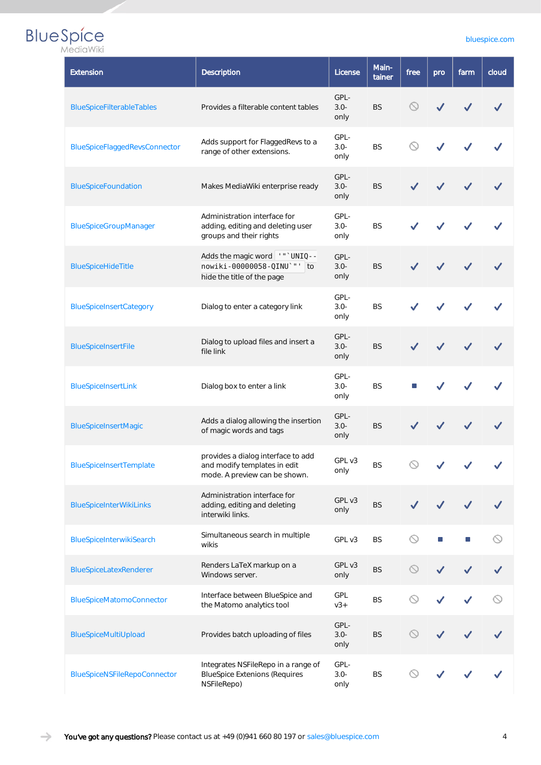| Extension | Description | License | Main-tainer | free | pro | farm | cloud |
|---|---|---|---|---|---|---|---|
| BlueSpiceFilterableTables | Provides a filterable content tables | GPL-3.0-only | BS | ⃠ | ✓ | ✓ | ✓ |
| BlueSpiceFlaggedRevsConnector | Adds support for FlaggedRevs to a range of other extensions. | GPL-3.0-only | BS | ⃠ | ✓ | ✓ | ✓ |
| BlueSpiceFoundation | Makes MediaWiki enterprise ready | GPL-3.0-only | BS | ✓ | ✓ | ✓ | ✓ |
| BlueSpiceGroupManager | Administration interface for adding, editing and deleting user groups and their rights | GPL-3.0-only | BS | ✓ | ✓ | ✓ | ✓ |
| BlueSpiceHideTitle | Adds the magic word `'"`UNIQ--nowiki-00000058-QINU`"'` to hide the title of the page | GPL-3.0-only | BS | ✓ | ✓ | ✓ | ✓ |
| BlueSpiceInsertCategory | Dialog to enter a category link | GPL-3.0-only | BS | ✓ | ✓ | ✓ | ✓ |
| BlueSpiceInsertFile | Dialog to upload files and insert a file link | GPL-3.0-only | BS | ✓ | ✓ | ✓ | ✓ |
| BlueSpiceInsertLink | Dialog box to enter a link | GPL-3.0-only | BS | ■ | ✓ | ✓ | ✓ |
| BlueSpiceInsertMagic | Adds a dialog allowing the insertion of magic words and tags | GPL-3.0-only | BS | ✓ | ✓ | ✓ | ✓ |
| BlueSpiceInsertTemplate | provides a dialog interface to add and modify templates in edit mode. A preview can be shown. | GPL v3 only | BS | ⃠ | ✓ | ✓ | ✓ |
| BlueSpiceInterWikiLinks | Administration interface for adding, editing and deleting interwiki links. | GPL v3 only | BS | ✓ | ✓ | ✓ | ✓ |
| BlueSpiceInterwikiSearch | Simultaneous search in multiple wikis | GPL v3 | BS | ⃠ | ■ | ■ | ⃠ |
| BlueSpiceLatexRenderer | Renders LaTeX markup on a Windows server. | GPL v3 only | BS | ⃠ | ✓ | ✓ | ✓ |
| BlueSpiceMatomoConnector | Interface between BlueSpice and the Matomo analytics tool | GPL v3+ | BS | ⃠ | ✓ | ✓ | ⃠ |
| BlueSpiceMultiUpload | Provides batch uploading of files | GPL-3.0-only | BS | ⃠ | ✓ | ✓ | ✓ |
| BlueSpiceNSFileRepoConnector | Integrates NSFileRepo in a range of BlueSpice Extensions (Requires NSFileRepo) | GPL-3.0-only | BS | ⃠ | ✓ | ✓ | ✓ |

**You've got any questions?** Please contact us at +49 (0)941 660 80 197 or sales@bluespice.com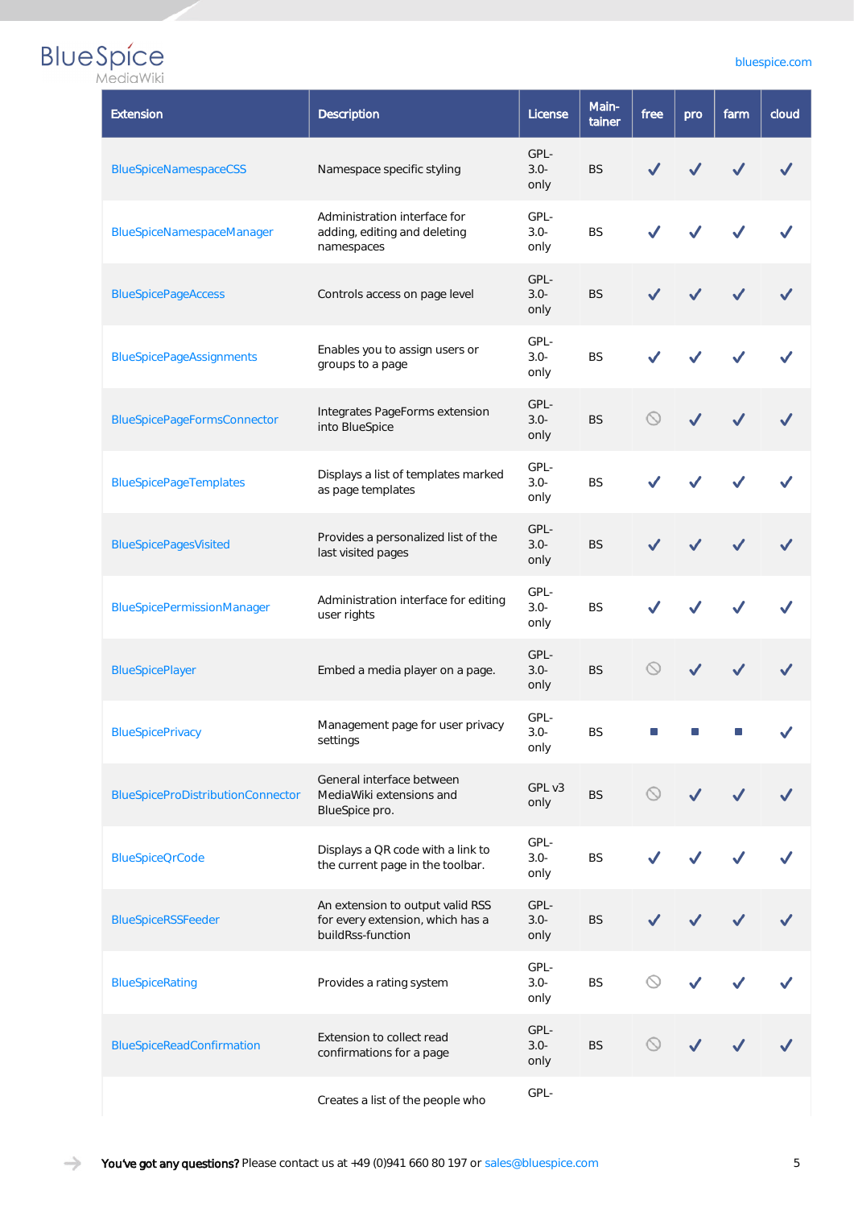| Extension | Description | License | Maintainer | free | pro | farm | cloud |
|---|---|---|---|---|---|---|---|
| BlueSpiceNamespaceCSS | Namespace specific styling | GPL-3.0-only | BS | ✓ | ✓ | ✓ | ✓ |
| BlueSpiceNamespaceManager | Administration interface for adding, editing and deleting namespaces | GPL-3.0-only | BS | ✓ | ✓ | ✓ | ✓ |
| BlueSpicePageAccess | Controls access on page level | GPL-3.0-only | BS | ✓ | ✓ | ✓ | ✓ |
| BlueSpicePageAssignments | Enables you to assign users or groups to a page | GPL-3.0-only | BS | ✓ | ✓ | ✓ | ✓ |
| BlueSpicePageFormsConnector | Integrates PageForms extension into BlueSpice | GPL-3.0-only | BS | ⃠ | ✓ | ✓ | ✓ |
| BlueSpicePageTemplates | Displays a list of templates marked as page templates | GPL-3.0-only | BS | ✓ | ✓ | ✓ | ✓ |
| BlueSpicePagesVisited | Provides a personalized list of the last visited pages | GPL-3.0-only | BS | ✓ | ✓ | ✓ | ✓ |
| BlueSpicePermissionManager | Administration interface for editing user rights | GPL-3.0-only | BS | ✓ | ✓ | ✓ | ✓ |
| BlueSpicePlayer | Embed a media player on a page. | GPL-3.0-only | BS | ⃠ | ✓ | ✓ | ✓ |
| BlueSpicePrivacy | Management page for user privacy settings | GPL-3.0-only | BS | ■ | ■ | ■ | ✓ |
| BlueSpiceProDistributionConnector | General interface between MediaWiki extensions and BlueSpice pro. | GPL v3 only | BS | ⃠ | ✓ | ✓ | ✓ |
| BlueSpiceQrCode | Displays a QR code with a link to the current page in the toolbar. | GPL-3.0-only | BS | ✓ | ✓ | ✓ | ✓ |
| BlueSpiceRSSFeeder | An extension to output valid RSS for every extension, which has a buildRss-function | GPL-3.0-only | BS | ✓ | ✓ | ✓ | ✓ |
| BlueSpiceRating | Provides a rating system | GPL-3.0-only | BS | ⃠ | ✓ | ✓ | ✓ |
| BlueSpiceReadConfirmation | Extension to collect read confirmations for a page | GPL-3.0-only | BS | ⃠ | ✓ | ✓ | ✓ |
| | Creates a list of the people who | GPL- | | | | | |

**You've got any questions?** Please contact us at +49 (0)941 660 80 197 or sales@bluespice.com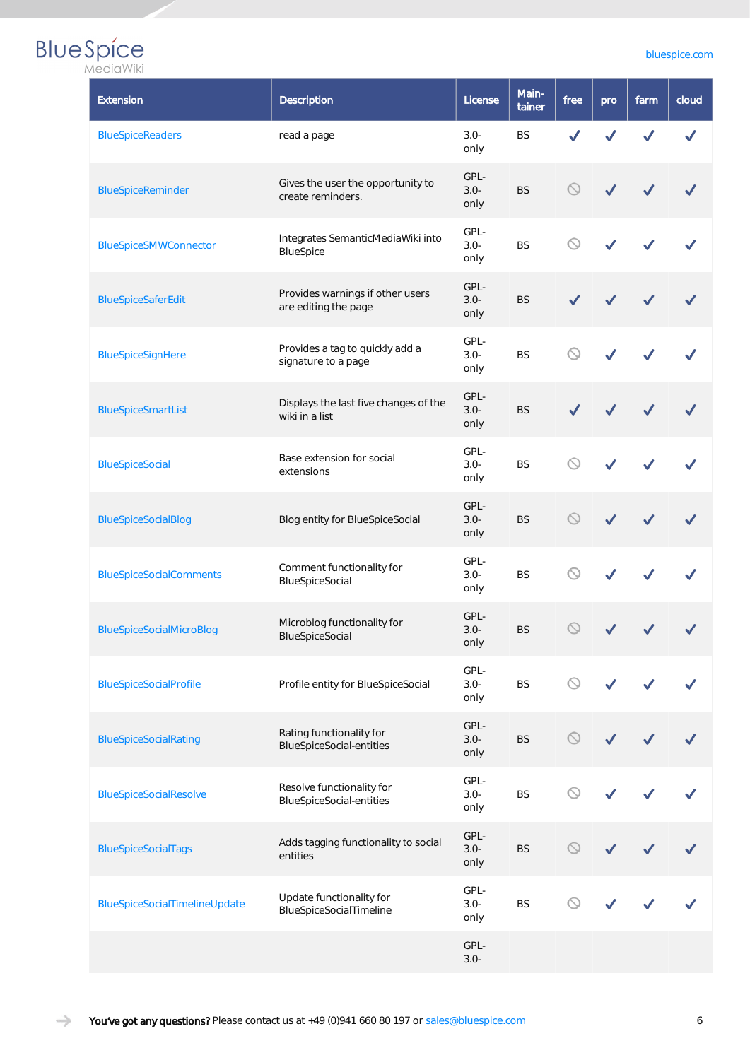| Extension | Description | License | Main-tainer | free | pro | farm | cloud |
|---|---|---|---|---|---|---|---|
| BlueSpiceReaders | read a page | 3.0-only | BS | ✓ | ✓ | ✓ | ✓ |
| BlueSpiceReminder | Gives the user the opportunity to create reminders. | GPL-3.0-only | BS | ⃠ | ✓ | ✓ | ✓ |
| BlueSpiceSMWConnector | Integrates SemanticMediaWiki into BlueSpice | GPL-3.0-only | BS | ⃠ | ✓ | ✓ | ✓ |
| BlueSpiceSaferEdit | Provides warnings if other users are editing the page | GPL-3.0-only | BS | ✓ | ✓ | ✓ | ✓ |
| BlueSpiceSignHere | Provides a tag to quickly add a signature to a page | GPL-3.0-only | BS | ⃠ | ✓ | ✓ | ✓ |
| BlueSpiceSmartList | Displays the last five changes of the wiki in a list | GPL-3.0-only | BS | ✓ | ✓ | ✓ | ✓ |
| BlueSpiceSocial | Base extension for social extensions | GPL-3.0-only | BS | ⃠ | ✓ | ✓ | ✓ |
| BlueSpiceSocialBlog | Blog entity for BlueSpiceSocial | GPL-3.0-only | BS | ⃠ | ✓ | ✓ | ✓ |
| BlueSpiceSocialComments | Comment functionality for BlueSpiceSocial | GPL-3.0-only | BS | ⃠ | ✓ | ✓ | ✓ |
| BlueSpiceSocialMicroBlog | Microblog functionality for BlueSpiceSocial | GPL-3.0-only | BS | ⃠ | ✓ | ✓ | ✓ |
| BlueSpiceSocialProfile | Profile entity for BlueSpiceSocial | GPL-3.0-only | BS | ⃠ | ✓ | ✓ | ✓ |
| BlueSpiceSocialRating | Rating functionality for BlueSpiceSocial-entities | GPL-3.0-only | BS | ⃠ | ✓ | ✓ | ✓ |
| BlueSpiceSocialResolve | Resolve functionality for BlueSpiceSocial-entities | GPL-3.0-only | BS | ⃠ | ✓ | ✓ | ✓ |
| BlueSpiceSocialTags | Adds tagging functionality to social entities | GPL-3.0-only | BS | ⃠ | ✓ | ✓ | ✓ |
| BlueSpiceSocialTimelineUpdate | Update functionality for BlueSpiceSocialTimeline | GPL-3.0-only | BS | ⃠ | ✓ | ✓ | ✓ |
| | | GPL-3.0- | | | | | |

**You've got any questions?** Please contact us at +49 (0)941 660 80 197 or sales@bluespice.com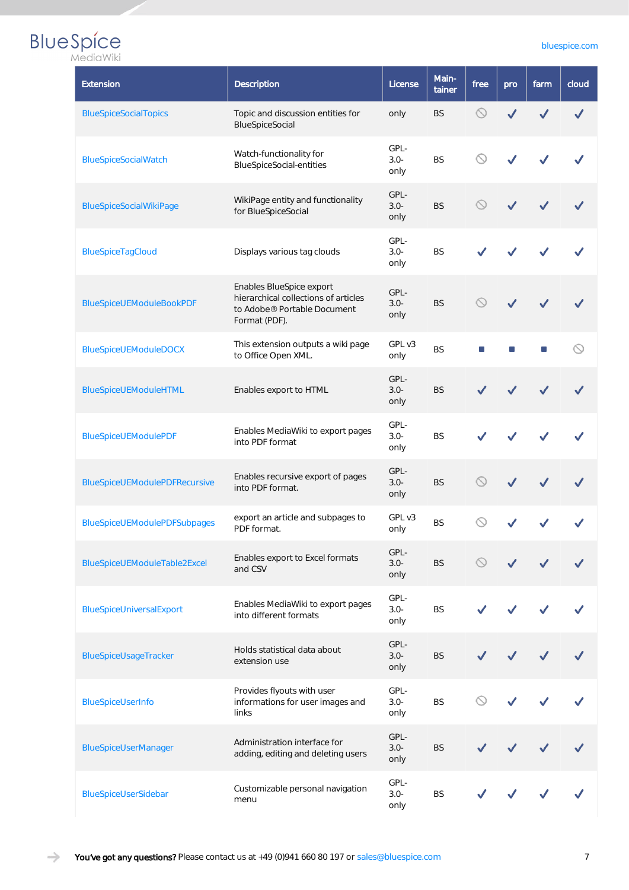| Extension | Description | License | Main-tainer | free | pro | farm | cloud |
|---|---|---|---|---|---|---|---|
| BlueSpiceSocialTopics | Topic and discussion entities for BlueSpiceSocial | only | BS | ⃠ | ✓ | ✓ | ✓ |
| BlueSpiceSocialWatch | Watch-functionality for BlueSpiceSocial-entities | GPL-3.0-only | BS | ⃠ | ✓ | ✓ | ✓ |
| BlueSpiceSocialWikiPage | WikiPage entity and functionality for BlueSpiceSocial | GPL-3.0-only | BS | ⃠ | ✓ | ✓ | ✓ |
| BlueSpiceTagCloud | Displays various tag clouds | GPL-3.0-only | BS | ✓ | ✓ | ✓ | ✓ |
| BlueSpiceUEModuleBookPDF | Enables BlueSpice export hierarchical collections of articles to Adobe® Portable Document Format (PDF). | GPL-3.0-only | BS | ⃠ | ✓ | ✓ | ✓ |
| BlueSpiceUEModuleDOCX | This extension outputs a wiki page to Office Open XML. | GPL v3 only | BS | ■ | ■ | ■ | ⃠ |
| BlueSpiceUEModuleHTML | Enables export to HTML | GPL-3.0-only | BS | ✓ | ✓ | ✓ | ✓ |
| BlueSpiceUEModulePDF | Enables MediaWiki to export pages into PDF format | GPL-3.0-only | BS | ✓ | ✓ | ✓ | ✓ |
| BlueSpiceUEModulePDFRecursive | Enables recursive export of pages into PDF format. | GPL-3.0-only | BS | ⃠ | ✓ | ✓ | ✓ |
| BlueSpiceUEModulePDFSubpages | export an article and subpages to PDF format. | GPL v3 only | BS | ⃠ | ✓ | ✓ | ✓ |
| BlueSpiceUEModuleTable2Excel | Enables export to Excel formats and CSV | GPL-3.0-only | BS | ⃠ | ✓ | ✓ | ✓ |
| BlueSpiceUniversalExport | Enables MediaWiki to export pages into different formats | GPL-3.0-only | BS | ✓ | ✓ | ✓ | ✓ |
| BlueSpiceUsageTracker | Holds statistical data about extension use | GPL-3.0-only | BS | ✓ | ✓ | ✓ | ✓ |
| BlueSpiceUserInfo | Provides flyouts with user informations for user images and links | GPL-3.0-only | BS | ⃠ | ✓ | ✓ | ✓ |
| BlueSpiceUserManager | Administration interface for adding, editing and deleting users | GPL-3.0-only | BS | ✓ | ✓ | ✓ | ✓ |
| BlueSpiceUserSidebar | Customizable personal navigation menu | GPL-3.0-only | BS | ✓ | ✓ | ✓ | ✓ |

**You've got any questions?** Please contact us at +49 (0)941 660 80 197 or sales@bluespice.com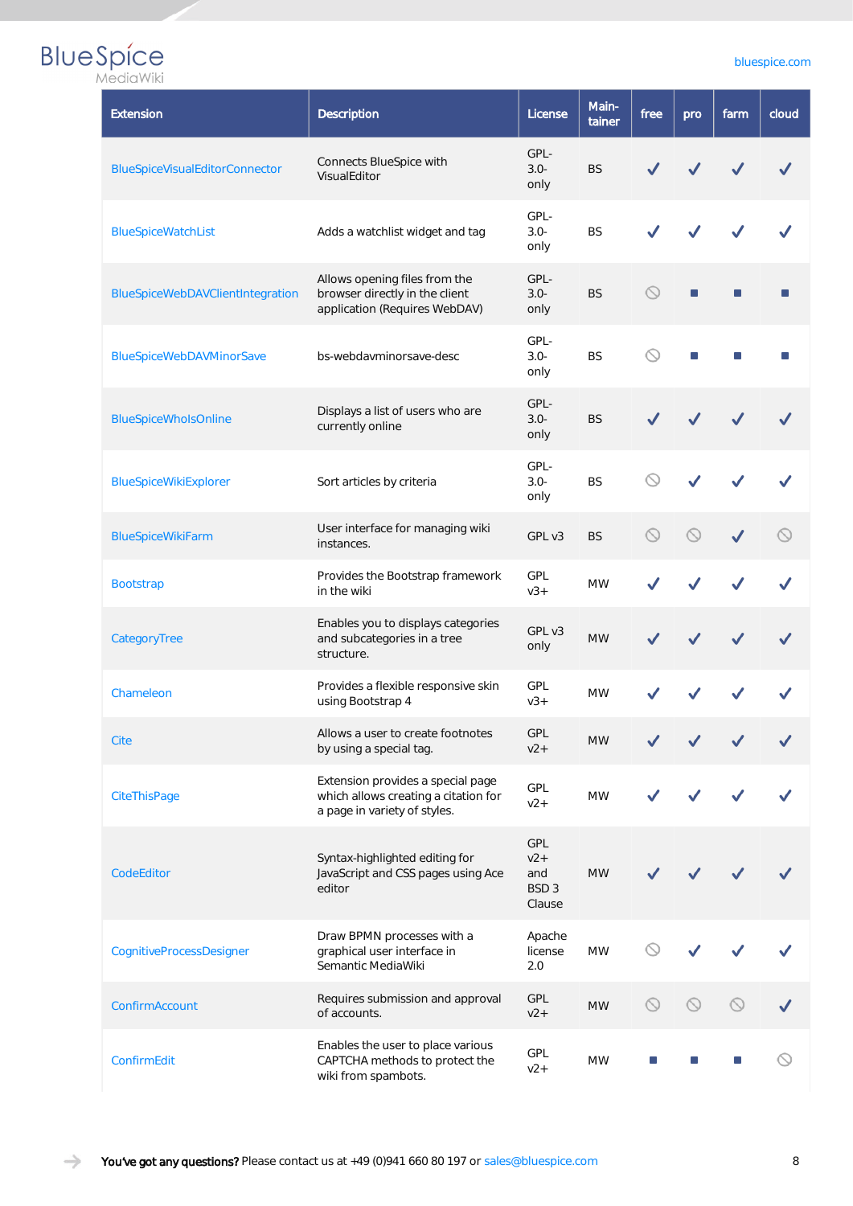| Extension | Description | License | Maintainer | free | pro | farm | cloud |
|---|---|---|---|---|---|---|---|
| BlueSpiceVisualEditorConnector | Connects BlueSpice with VisualEditor | GPL-3.0-only | BS | ✓ | ✓ | ✓ | ✓ |
| BlueSpiceWatchList | Adds a watchlist widget and tag | GPL-3.0-only | BS | ✓ | ✓ | ✓ | ✓ |
| BlueSpiceWebDAVClientIntegration | Allows opening files from the browser directly in the client application (Requires WebDAV) | GPL-3.0-only | BS | ⃠ | ■ | ■ | ■ |
| BlueSpiceWebDAVMinorSave | bs-webdavminorsave-desc | GPL-3.0-only | BS | ⃠ | ■ | ■ | ■ |
| BlueSpiceWhoIsOnline | Displays a list of users who are currently online | GPL-3.0-only | BS | ✓ | ✓ | ✓ | ✓ |
| BlueSpiceWikiExplorer | Sort articles by criteria | GPL-3.0-only | BS | ⃠ | ✓ | ✓ | ✓ |
| BlueSpiceWikiFarm | User interface for managing wiki instances. | GPL v3 | BS | ⃠ | ⃠ | ✓ | ⃠ |
| Bootstrap | Provides the Bootstrap framework in the wiki | GPL v3+ | MW | ✓ | ✓ | ✓ | ✓ |
| CategoryTree | Enables you to displays categories and subcategories in a tree structure. | GPL v3 only | MW | ✓ | ✓ | ✓ | ✓ |
| Chameleon | Provides a flexible responsive skin using Bootstrap 4 | GPL v3+ | MW | ✓ | ✓ | ✓ | ✓ |
| Cite | Allows a user to create footnotes by using a special tag. | GPL v2+ | MW | ✓ | ✓ | ✓ | ✓ |
| CiteThisPage | Extension provides a special page which allows creating a citation for a page in variety of styles. | GPL v2+ | MW | ✓ | ✓ | ✓ | ✓ |
| CodeEditor | Syntax-highlighted editing for JavaScript and CSS pages using Ace editor | GPL v2+ and BSD 3 Clause | MW | ✓ | ✓ | ✓ | ✓ |
| CognitiveProcessDesigner | Draw BPMN processes with a graphical user interface in Semantic MediaWiki | Apache license 2.0 | MW | ⃠ | ✓ | ✓ | ✓ |
| ConfirmAccount | Requires submission and approval of accounts. | GPL v2+ | MW | ⃠ | ⃠ | ⃠ | ✓ |
| ConfirmEdit | Enables the user to place various CAPTCHA methods to protect the wiki from spambots. | GPL v2+ | MW | ■ | ■ | ■ | ⃠ |

**You've got any questions?** Please contact us at +49 (0)941 660 80 197 or sales@bluespice.com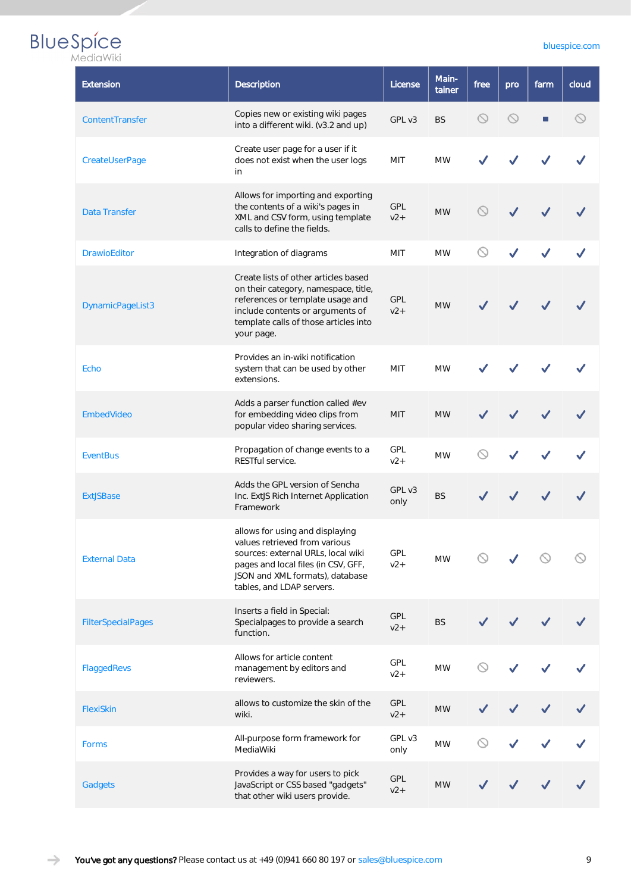| Extension | Description | License | Main-tainer | free | pro | farm | cloud |
|---|---|---|---|---|---|---|---|
| ContentTransfer | Copies new or existing wiki pages into a different wiki. (v3.2 and up) | GPL v3 | BS | ⃠ | ⃠ | ■ | ⃠ |
| CreateUserPage | Create user page for a user if it does not exist when the user logs in | MIT | MW | ✓ | ✓ | ✓ | ✓ |
| Data Transfer | Allows for importing and exporting the contents of a wiki's pages in XML and CSV form, using template calls to define the fields. | GPL v2+ | MW | ⃠ | ✓ | ✓ | ✓ |
| DrawioEditor | Integration of diagrams | MIT | MW | ⃠ | ✓ | ✓ | ✓ |
| DynamicPageList3 | Create lists of other articles based on their category, namespace, title, references or template usage and include contents or arguments of template calls of those articles into your page. | GPL v2+ | MW | ✓ | ✓ | ✓ | ✓ |
| Echo | Provides an in-wiki notification system that can be used by other extensions. | MIT | MW | ✓ | ✓ | ✓ | ✓ |
| EmbedVideo | Adds a parser function called #ev for embedding video clips from popular video sharing services. | MIT | MW | ✓ | ✓ | ✓ | ✓ |
| EventBus | Propagation of change events to a RESTful service. | GPL v2+ | MW | ⃠ | ✓ | ✓ | ✓ |
| ExtJSBase | Adds the GPL version of Sencha Inc. ExtJS Rich Internet Application Framework | GPL v3 only | BS | ✓ | ✓ | ✓ | ✓ |
| External Data | allows for using and displaying values retrieved from various sources: external URLs, local wiki pages and local files (in CSV, GFF, JSON and XML formats), database tables, and LDAP servers. | GPL v2+ | MW | ⃠ | ✓ | ⃠ | ⃠ |
| FilterSpecialPages | Inserts a field in Special: Specialpages to provide a search function. | GPL v2+ | BS | ✓ | ✓ | ✓ | ✓ |
| FlaggedRevs | Allows for article content management by editors and reviewers. | GPL v2+ | MW | ⃠ | ✓ | ✓ | ✓ |
| FlexiSkin | allows to customize the skin of the wiki. | GPL v2+ | MW | ✓ | ✓ | ✓ | ✓ |
| Forms | All-purpose form framework for MediaWiki | GPL v3 only | MW | ⃠ | ✓ | ✓ | ✓ |
| Gadgets | Provides a way for users to pick JavaScript or CSS based "gadgets" that other wiki users provide. | GPL v2+ | MW | ✓ | ✓ | ✓ | ✓ |

**You've got any questions?** Please contact us at +49 (0)941 660 80 197 or sales@bluespice.com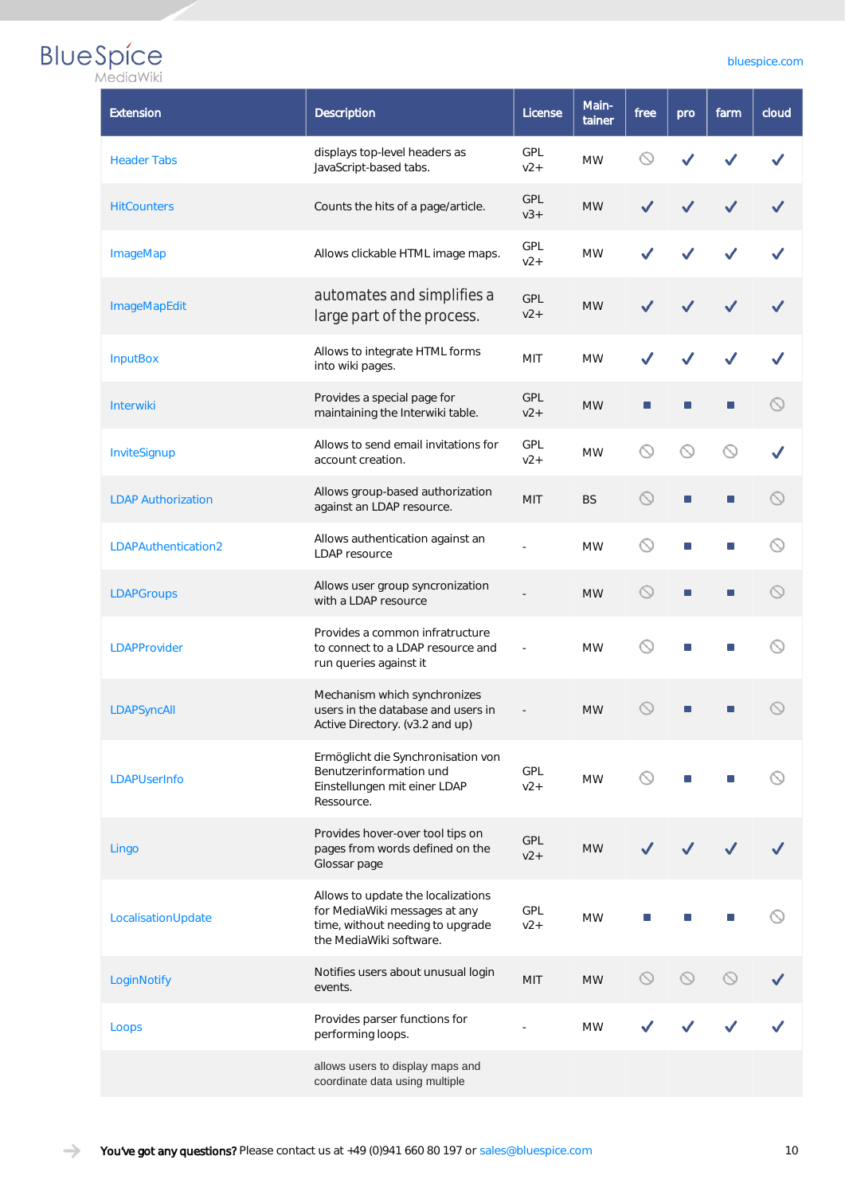| Extension | Description | License | Main-tainer | free | pro | farm | cloud |
|---|---|---|---|---|---|---|---|
| Header Tabs | displays top-level headers as JavaScript-based tabs. | GPL v2+ | MW | ⃠ | ✓ | ✓ | ✓ |
| HitCounters | Counts the hits of a page/article. | GPL v3+ | MW | ✓ | ✓ | ✓ | ✓ |
| ImageMap | Allows clickable HTML image maps. | GPL v2+ | MW | ✓ | ✓ | ✓ | ✓ |
| ImageMapEdit | automates and simplifies a large part of the process. | GPL v2+ | MW | ✓ | ✓ | ✓ | ✓ |
| InputBox | Allows to integrate HTML forms into wiki pages. | MIT | MW | ✓ | ✓ | ✓ | ✓ |
| Interwiki | Provides a special page for maintaining the Interwiki table. | GPL v2+ | MW | ■ | ■ | ■ | ⃠ |
| InviteSignup | Allows to send email invitations for account creation. | GPL v2+ | MW | ⃠ | ⃠ | ⃠ | ✓ |
| LDAP Authorization | Allows group-based authorization against an LDAP resource. | MIT | BS | ⃠ | ■ | ■ | ⃠ |
| LDAPAuthentication2 | Allows authentication against an LDAP resource | - | MW | ⃠ | ■ | ■ | ⃠ |
| LDAPGroups | Allows user group syncronization with a LDAP resource | - | MW | ⃠ | ■ | ■ | ⃠ |
| LDAPProvider | Provides a common infratructure to connect to a LDAP resource and run queries against it | - | MW | ⃠ | ■ | ■ | ⃠ |
| LDAPSyncAll | Mechanism which synchronizes users in the database and users in Active Directory. (v3.2 and up) | - | MW | ⃠ | ■ | ■ | ⃠ |
| LDAPUserInfo | Ermöglicht die Synchronisation von Benutzerinformation und Einstellungen mit einer LDAP Ressource. | GPL v2+ | MW | ⃠ | ■ | ■ | ⃠ |
| Lingo | Provides hover-over tool tips on pages from words defined on the Glossar page | GPL v2+ | MW | ✓ | ✓ | ✓ | ✓ |
| LocalisationUpdate | Allows to update the localizations for MediaWiki messages at any time, without needing to upgrade the MediaWiki software. | GPL v2+ | MW | ■ | ■ | ■ | ⃠ |
| LoginNotify | Notifies users about unusual login events. | MIT | MW | ⃠ | ⃠ | ⃠ | ✓ |
| Loops | Provides parser functions for performing loops. | - | MW | ✓ | ✓ | ✓ | ✓ |
| | allows users to display maps and coordinate data using multiple | | | | | | |

**You've got any questions?** Please contact us at +49 (0)941 660 80 197 or sales@bluespice.com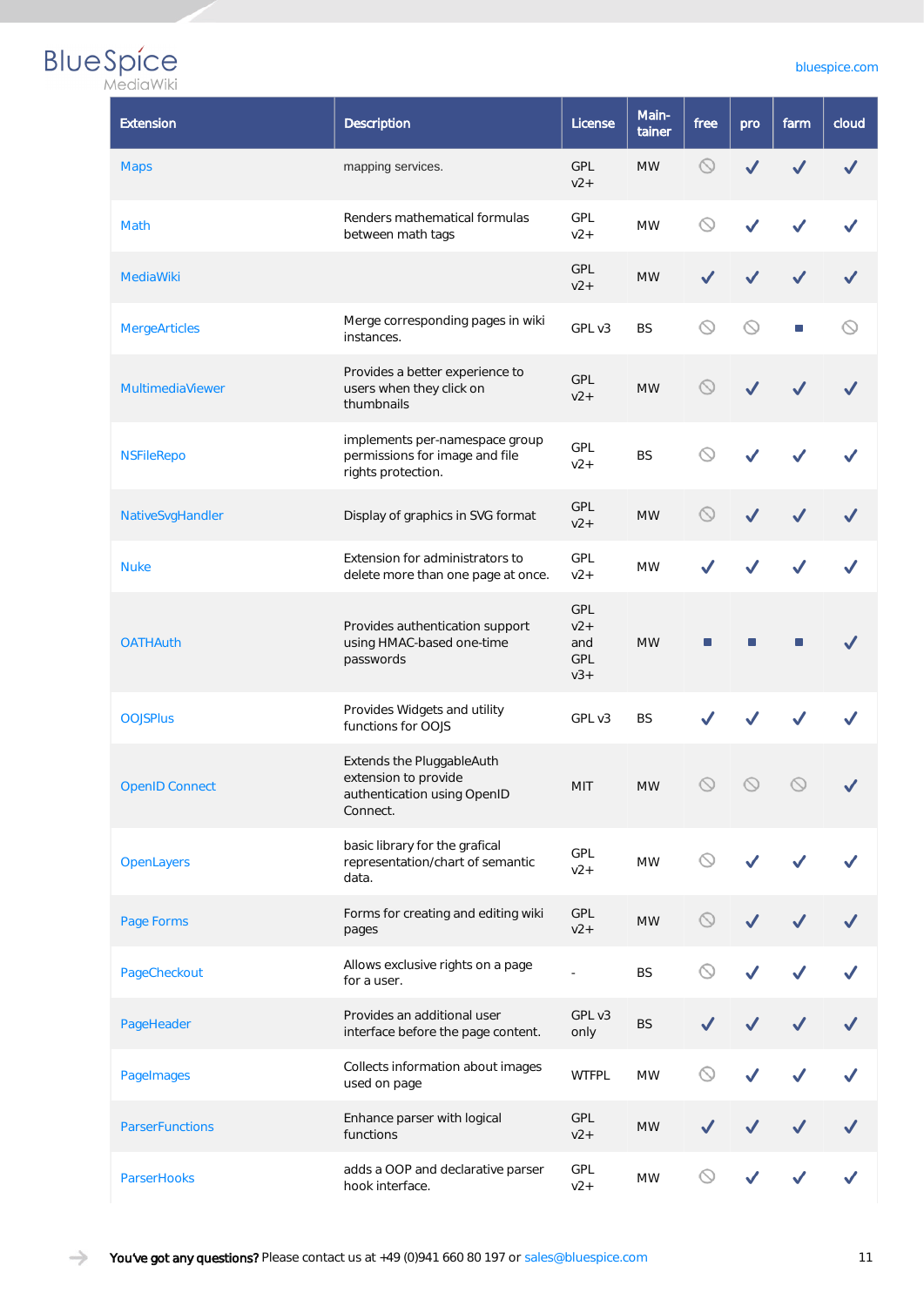| Extension | Description | License | Main-tainer | free | pro | farm | cloud |
|---|---|---|---|---|---|---|---|
| Maps | mapping services. | GPL v2+ | MW | ⃠ | ✓ | ✓ | ✓ |
| Math | Renders mathematical formulas between math tags | GPL v2+ | MW | ⃠ | ✓ | ✓ | ✓ |
| MediaWiki | | GPL v2+ | MW | ✓ | ✓ | ✓ | ✓ |
| MergeArticles | Merge corresponding pages in wiki instances. | GPL v3 | BS | ⃠ | ⃠ | ■ | ⃠ |
| MultimediaViewer | Provides a better experience to users when they click on thumbnails | GPL v2+ | MW | ⃠ | ✓ | ✓ | ✓ |
| NSFileRepo | implements per-namespace group permissions for image and file rights protection. | GPL v2+ | BS | ⃠ | ✓ | ✓ | ✓ |
| NativeSvgHandler | Display of graphics in SVG format | GPL v2+ | MW | ⃠ | ✓ | ✓ | ✓ |
| Nuke | Extension for administrators to delete more than one page at once. | GPL v2+ | MW | ✓ | ✓ | ✓ | ✓ |
| OATHAuth | Provides authentication support using HMAC-based one-time passwords | GPL v2+ and GPL v3+ | MW | ■ | ■ | ■ | ✓ |
| OOJSPlus | Provides Widgets and utility functions for OOJS | GPL v3 | BS | ✓ | ✓ | ✓ | ✓ |
| OpenID Connect | Extends the PluggableAuth extension to provide authentication using OpenID Connect. | MIT | MW | ⃠ | ⃠ | ⃠ | ✓ |
| OpenLayers | basic library for the grafical representation/chart of semantic data. | GPL v2+ | MW | ⃠ | ✓ | ✓ | ✓ |
| Page Forms | Forms for creating and editing wiki pages | GPL v2+ | MW | ⃠ | ✓ | ✓ | ✓ |
| PageCheckout | Allows exclusive rights on a page for a user. | - | BS | ⃠ | ✓ | ✓ | ✓ |
| PageHeader | Provides an additional user interface before the page content. | GPL v3 only | BS | ✓ | ✓ | ✓ | ✓ |
| PageImages | Collects information about images used on page | WTFPL | MW | ⃠ | ✓ | ✓ | ✓ |
| ParserFunctions | Enhance parser with logical functions | GPL v2+ | MW | ✓ | ✓ | ✓ | ✓ |
| ParserHooks | adds a OOP and declarative parser hook interface. | GPL v2+ | MW | ⃠ | ✓ | ✓ | ✓ |

**You've got any questions?** Please contact us at +49 (0)941 660 80 197 or sales@bluespice.com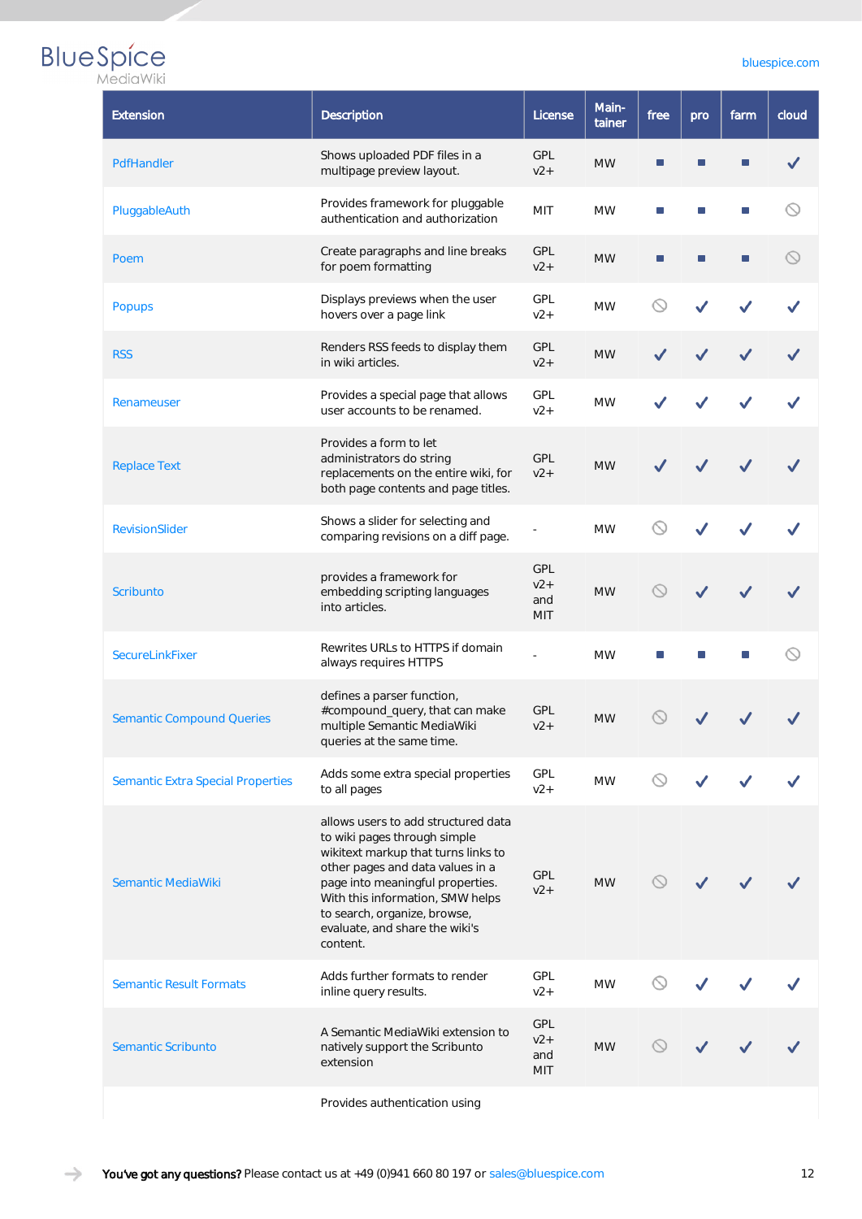| Extension | Description | License | Main-tainer | free | pro | farm | cloud |
|---|---|---|---|---|---|---|---|
| PdfHandler | Shows uploaded PDF files in a multipage preview layout. | GPL v2+ | MW | ■ | ■ | ■ | ✓ |
| PluggableAuth | Provides framework for pluggable authentication and authorization | MIT | MW | ■ | ■ | ■ | ⃠ |
| Poem | Create paragraphs and line breaks for poem formatting | GPL v2+ | MW | ■ | ■ | ■ | ⃠ |
| Popups | Displays previews when the user hovers over a page link | GPL v2+ | MW | ⃠ | ✓ | ✓ | ✓ |
| RSS | Renders RSS feeds to display them in wiki articles. | GPL v2+ | MW | ✓ | ✓ | ✓ | ✓ |
| Renameuser | Provides a special page that allows user accounts to be renamed. | GPL v2+ | MW | ✓ | ✓ | ✓ | ✓ |
| Replace Text | Provides a form to let administrators do string replacements on the entire wiki, for both page contents and page titles. | GPL v2+ | MW | ✓ | ✓ | ✓ | ✓ |
| RevisionSlider | Shows a slider for selecting and comparing revisions on a diff page. | - | MW | ⃠ | ✓ | ✓ | ✓ |
| Scribunto | provides a framework for embedding scripting languages into articles. | GPL v2+ and MIT | MW | ⃠ | ✓ | ✓ | ✓ |
| SecureLinkFixer | Rewrites URLs to HTTPS if domain always requires HTTPS | - | MW | ■ | ■ | ■ | ⃠ |
| Semantic Compound Queries | defines a parser function, #compound_query, that can make multiple Semantic MediaWiki queries at the same time. | GPL v2+ | MW | ⃠ | ✓ | ✓ | ✓ |
| Semantic Extra Special Properties | Adds some extra special properties to all pages | GPL v2+ | MW | ⃠ | ✓ | ✓ | ✓ |
| Semantic MediaWiki | allows users to add structured data to wiki pages through simple wikitext markup that turns links to other pages and data values in a page into meaningful properties. With this information, SMW helps to search, organize, browse, evaluate, and share the wiki's content. | GPL v2+ | MW | ⃠ | ✓ | ✓ | ✓ |
| Semantic Result Formats | Adds further formats to render inline query results. | GPL v2+ | MW | ⃠ | ✓ | ✓ | ✓ |
| Semantic Scribunto | A Semantic MediaWiki extension to natively support the Scribunto extension | GPL v2+ and MIT | MW | ⃠ | ✓ | ✓ | ✓ |
| | Provides authentication using | | | | | | |

**You've got any questions?** Please contact us at +49 (0)941 660 80 197 or sales@bluespice.com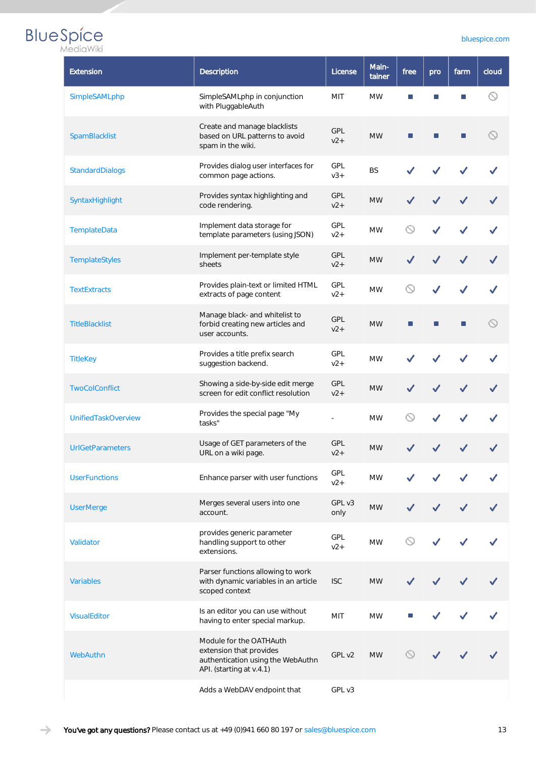| Extension | Description | License | Maintainer | free | pro | farm | cloud |
| --- | --- | --- | --- | --- | --- | --- | --- |
| SimpleSAMLphp | SimpleSAMLphp in conjunction with PluggableAuth | MIT | MW | ■ | ■ | ■ | ⃠ |
| SpamBlacklist | Create and manage blacklists based on URL patterns to avoid spam in the wiki. | GPL v2+ | MW | ■ | ■ | ■ | ⃠ |
| StandardDialogs | Provides dialog user interfaces for common page actions. | GPL v3+ | BS | ✓ | ✓ | ✓ | ✓ |
| SyntaxHighlight | Provides syntax highlighting and code rendering. | GPL v2+ | MW | ✓ | ✓ | ✓ | ✓ |
| TemplateData | Implement data storage for template parameters (using JSON) | GPL v2+ | MW | ⃠ | ✓ | ✓ | ✓ |
| TemplateStyles | Implement per-template style sheets | GPL v2+ | MW | ✓ | ✓ | ✓ | ✓ |
| TextExtracts | Provides plain-text or limited HTML extracts of page content | GPL v2+ | MW | ⃠ | ✓ | ✓ | ✓ |
| TitleBlacklist | Manage black- and whitelist to forbid creating new articles and user accounts. | GPL v2+ | MW | ■ | ■ | ■ | ⃠ |
| TitleKey | Provides a title prefix search suggestion backend. | GPL v2+ | MW | ✓ | ✓ | ✓ | ✓ |
| TwoColConflict | Showing a side-by-side edit merge screen for edit conflict resolution | GPL v2+ | MW | ✓ | ✓ | ✓ | ✓ |
| UnifiedTaskOverview | Provides the special page "My tasks" | - | MW | ⃠ | ✓ | ✓ | ✓ |
| UrlGetParameters | Usage of GET parameters of the URL on a wiki page. | GPL v2+ | MW | ✓ | ✓ | ✓ | ✓ |
| UserFunctions | Enhance parser with user functions | GPL v2+ | MW | ✓ | ✓ | ✓ | ✓ |
| UserMerge | Merges several users into one account. | GPL v3 only | MW | ✓ | ✓ | ✓ | ✓ |
| Validator | provides generic parameter handling support to other extensions. | GPL v2+ | MW | ⃠ | ✓ | ✓ | ✓ |
| Variables | Parser functions allowing to work with dynamic variables in an article scoped context | ISC | MW | ✓ | ✓ | ✓ | ✓ |
| VisualEditor | Is an editor you can use without having to enter special markup. | MIT | MW | ■ | ✓ | ✓ | ✓ |
| WebAuthn | Module for the OATHAuth extension that provides authentication using the WebAuthn API. (starting at v.4.1) | GPL v2 | MW | ⃠ | ✓ | ✓ | ✓ |
| | Adds a WebDAV endpoint that | GPL v3 | | | | | |

**You've got any questions?** Please contact us at +49 (0)941 660 80 197 or sales@bluespice.com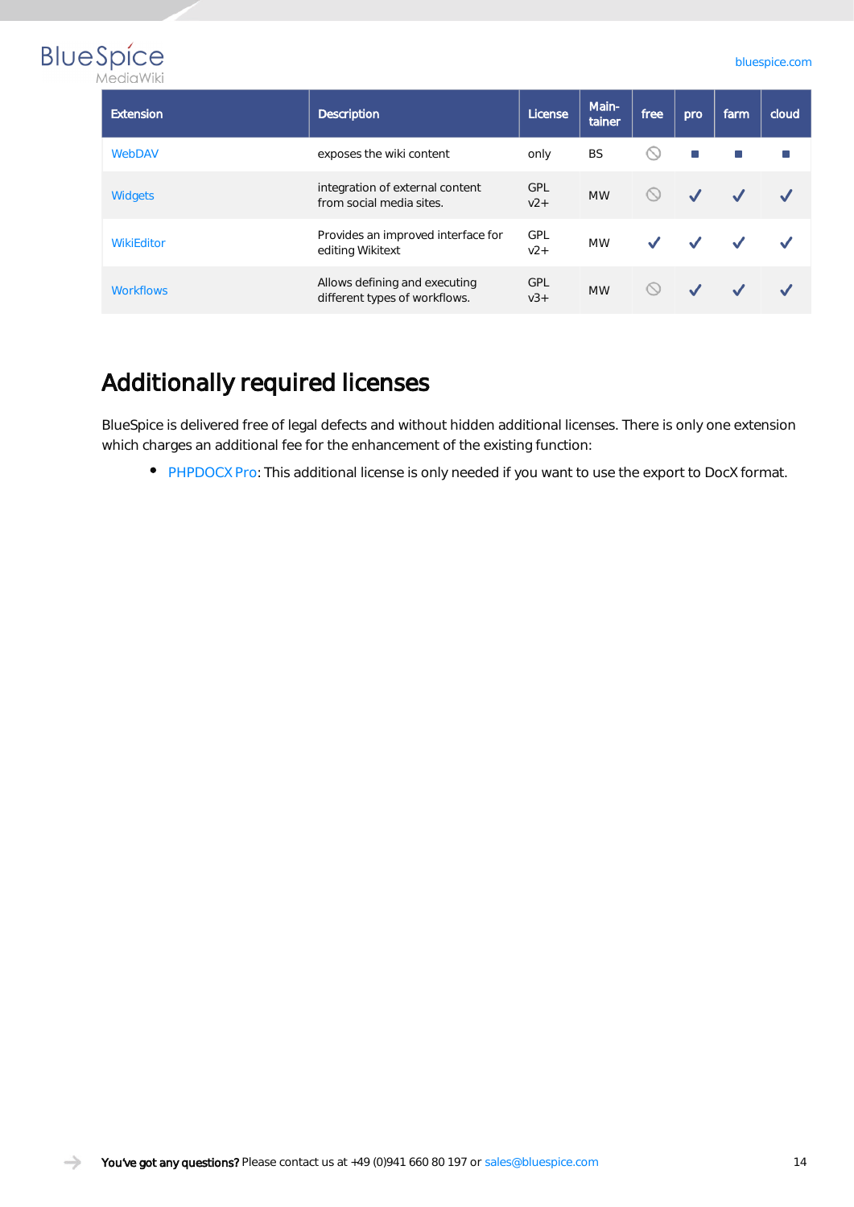| Extension | Description | License | Main-tainer | free | pro | farm | cloud |
|---|---|---|---|---|---|---|---|
| WebDAV | exposes the wiki content | only | BS | ⃠ | ■ | ■ | ■ |
| Widgets | integration of external content from social media sites. | GPL v2+ | MW | ⃠ | ✓ | ✓ | ✓ |
| WikiEditor | Provides an improved interface for editing Wikitext | GPL v2+ | MW | ✓ | ✓ | ✓ | ✓ |
| Workflows | Allows defining and executing different types of workflows. | GPL v3+ | MW | ⃠ | ✓ | ✓ | ✓ |

## Additionally required licenses

BlueSpice is delivered free of legal defects and without hidden additional licenses. There is only one extension which charges an additional fee for the enhancement of the existing function:

- PHPDOCX Pro: This additional license is only needed if you want to use the export to DocX format.

**You've got any questions?** Please contact us at +49 (0)941 660 80 197 or sales@bluespice.com